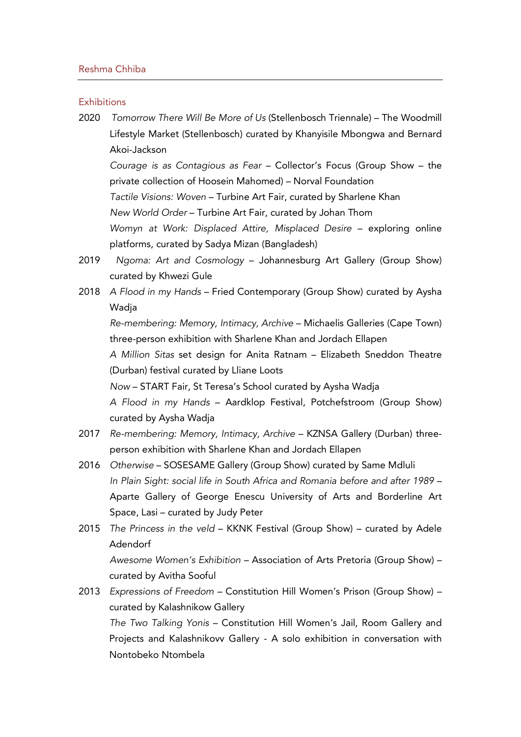# Reshma Chhiba

## Exhibitions

**2020** *Tomorrow There Will Be More of Us* (Stellenbosch Triennale) – The Woodmill Lifestyle Market (Stellenbosch) curated by Khanyisile Mbongwa and Bernard Akoi-Jackson

*Courage is as Contagious as Fear* – Collector's Focus (Group Show – the private collection of Hoosein Mahomed) – Norval Foundation

*Tactile Visions: Woven* – Turbine Art Fair, curated by Sharlene Khan

*New World Order* – Turbine Art Fair, curated by Johan Thom

*Womyn at Work: Displaced Attire, Misplaced Desire* – exploring online platforms, curated by Sadya Mizan (Bangladesh)

**2019** *Ngoma: Art and Cosmology* – Johannesburg Art Gallery (Group Show) curated by Khwezi Gule

**2018** *A Flood in my Hands* – Fried Contemporary (Group Show) curated by Aysha Wadja

*Re-membering: Memory, Intimacy, Archive* – Michaelis Galleries (Cape Town) three-person exhibition with Sharlene Khan and Jordach Ellapen

*A Million Sitas* set design for Anita Ratnam – Elizabeth Sneddon Theatre (Durban) festival curated by Lliane Loots

*Now* – START Fair, St Teresa's School curated by Aysha Wadja

*A Flood in my Hands* – Aardklop Festival, Potchefstroom (Group Show) curated by Aysha Wadja

**2017** *Re-membering: Memory, Intimacy, Archive* – KZNSA Gallery (Durban) three-person exhibition with Sharlene Khan and Jordach Ellapen

**2016** *Otherwise* – SOSESAME Gallery (Group Show) curated by Same Mdluli

*In Plain Sight: social life in South Africa and Romania before and after 1989* – Aparte Gallery of George Enescu University of Arts and Borderline Art Space, Lasi – curated by Judy Peter

**2015** *The Princess in the veld* – KKNK Festival (Group Show) – curated by Adele Adendorf

*Awesome Women's Exhibition* – Association of Arts Pretoria (Group Show) – curated by Avitha Sooful

**2013** *Expressions of Freedom* – Constitution Hill Women's Prison (Group Show) – curated by Kalashnikow Gallery

*The Two Talking Yonis* – Constitution Hill Women's Jail, Room Gallery and Projects and Kalashnikovv Gallery - A solo exhibition in conversation with Nontobeko Ntombela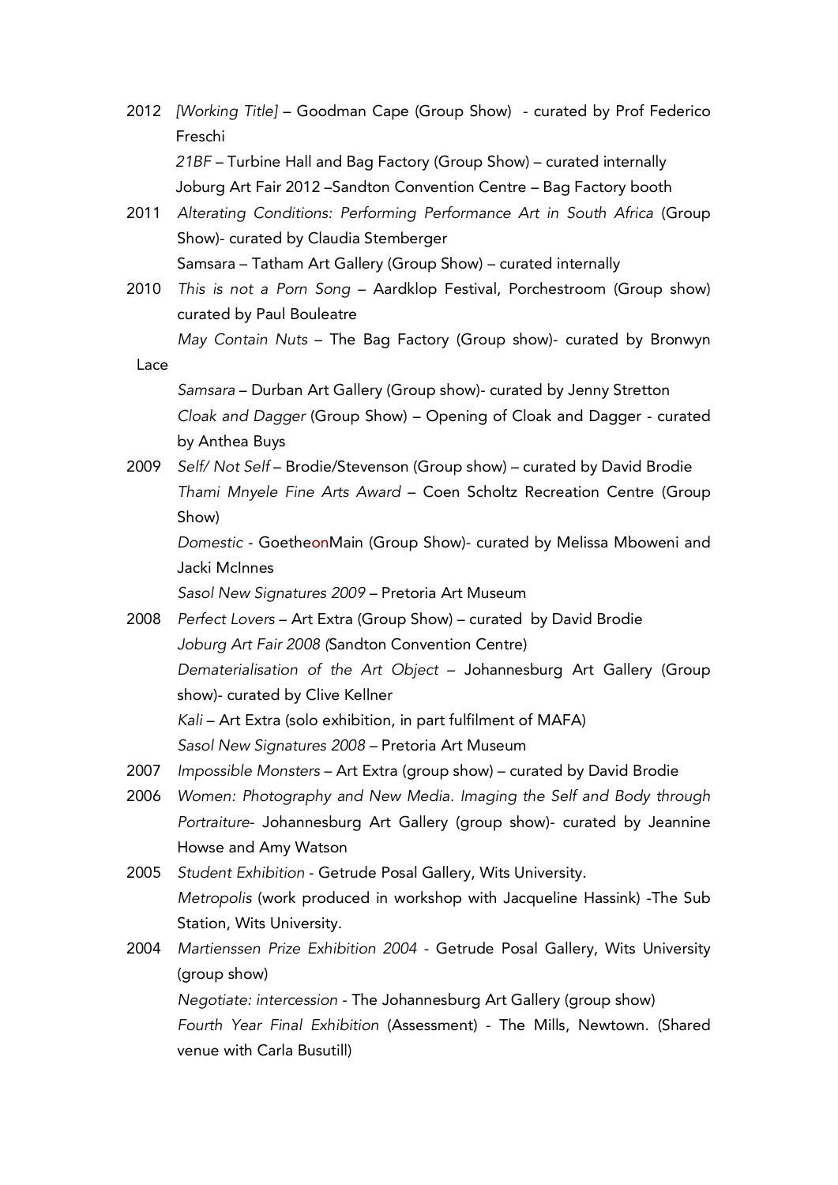2012 *[Working Title]* – Goodman Cape (Group Show) - curated by Prof Federico Freschi

*21BF* – Turbine Hall and Bag Factory (Group Show) – curated internally

Joburg Art Fair 2012 –Sandton Convention Centre – Bag Factory booth

2011 *Alterating Conditions: Performing Performance Art in South Africa* (Group Show)- curated by Claudia Stemberger

Samsara – Tatham Art Gallery (Group Show) – curated internally

2010 *This is not a Porn Song* – Aardklop Festival, Porchestroom (Group show) curated by Paul Bouleatre

*May Contain Nuts* – The Bag Factory (Group show)- curated by Bronwyn Lace

*Samsara* – Durban Art Gallery (Group show)- curated by Jenny Stretton

*Cloak and Dagger* (Group Show) – Opening of Cloak and Dagger - curated by Anthea Buys

2009 *Self/ Not Self* – Brodie/Stevenson (Group show) – curated by David Brodie

*Thami Mnyele Fine Arts Award* – Coen Scholtz Recreation Centre (Group Show)

*Domestic* - GoetheonMain (Group Show)- curated by Melissa Mboweni and Jacki McInnes

*Sasol New Signatures 2009* – Pretoria Art Museum

2008 *Perfect Lovers* – Art Extra (Group Show) – curated by David Brodie

*Joburg Art Fair 2008 (*Sandton Convention Centre)

*Dematerialisation of the Art Object* – Johannesburg Art Gallery (Group show)- curated by Clive Kellner

*Kali* – Art Extra (solo exhibition, in part fulfilment of MAFA)

*Sasol New Signatures 2008* – Pretoria Art Museum

2007 *Impossible Monsters* – Art Extra (group show) – curated by David Brodie

2006 *Women: Photography and New Media. Imaging the Self and Body through Portraiture*- Johannesburg Art Gallery (group show)- curated by Jeannine Howse and Amy Watson

2005 *Student Exhibition* - Getrude Posal Gallery, Wits University.

*Metropolis* (work produced in workshop with Jacqueline Hassink) -The Sub Station, Wits University.

2004 *Martienssen Prize Exhibition 2004* - Getrude Posal Gallery, Wits University (group show)

*Negotiate: intercession* - The Johannesburg Art Gallery (group show)

*Fourth Year Final Exhibition* (Assessment) - The Mills, Newtown. (Shared venue with Carla Busutill)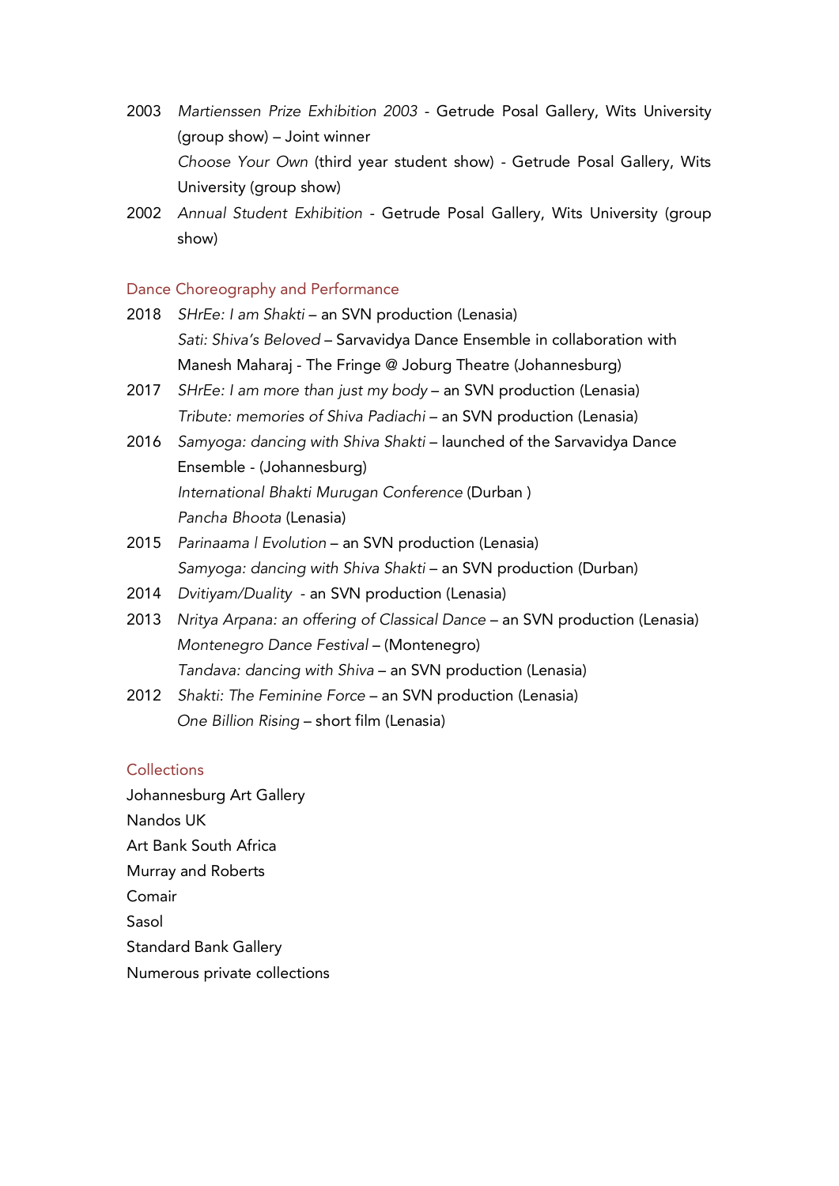2003 *Martienssen Prize Exhibition 2003* - Getrude Posal Gallery, Wits University (group show) – Joint winner

*Choose Your Own* (third year student show) - Getrude Posal Gallery, Wits University (group show)

2002 *Annual Student Exhibition* - Getrude Posal Gallery, Wits University (group show)

## Dance Choreography and Performance

2018 *SHrEe: I am Shakti* – an SVN production (Lenasia)

*Sati: Shiva's Beloved* – Sarvavidya Dance Ensemble in collaboration with Manesh Maharaj - The Fringe @ Joburg Theatre (Johannesburg)

2017 *SHrEe: I am more than just my body* – an SVN production (Lenasia)

*Tribute: memories of Shiva Padiachi* – an SVN production (Lenasia)

2016 *Samyoga: dancing with Shiva Shakti* – launched of the Sarvavidya Dance Ensemble - (Johannesburg)

*International Bhakti Murugan Conference* (Durban )

*Pancha Bhoota* (Lenasia)

2015 *Parinaama | Evolution* – an SVN production (Lenasia)

*Samyoga: dancing with Shiva Shakti* – an SVN production (Durban)

2014 *Dvitiyam/Duality* - an SVN production (Lenasia)

2013 *Nritya Arpana: an offering of Classical Dance* – an SVN production (Lenasia)

*Montenegro Dance Festival* – (Montenegro)

*Tandava: dancing with Shiva* – an SVN production (Lenasia)

2012 *Shakti: The Feminine Force* – an SVN production (Lenasia)

*One Billion Rising* – short film (Lenasia)

## Collections

Johannesburg Art Gallery

Nandos UK

Art Bank South Africa

Murray and Roberts

Comair

Sasol

Standard Bank Gallery

Numerous private collections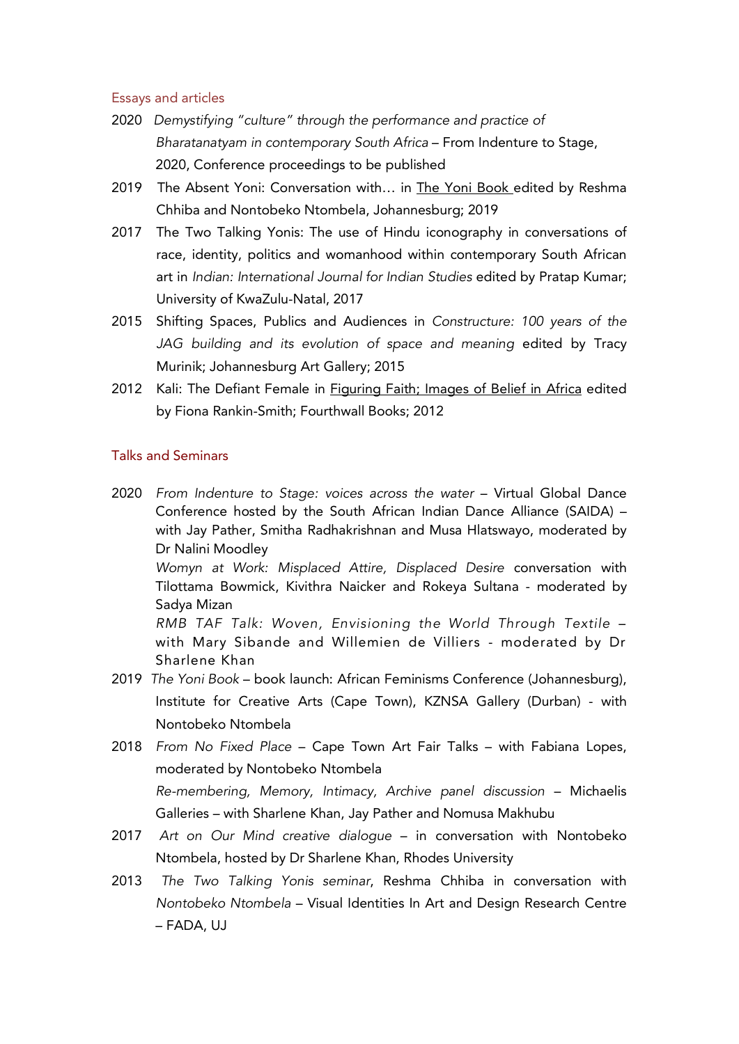## Essays and articles

2020 *Demystifying "culture" through the performance and practice of Bharatanatyam in contemporary South Africa* – From Indenture to Stage, 2020, Conference proceedings to be published

2019 The Absent Yoni: Conversation with… in The Yoni Book edited by Reshma Chhiba and Nontobeko Ntombela, Johannesburg; 2019

2017 The Two Talking Yonis: The use of Hindu iconography in conversations of race, identity, politics and womanhood within contemporary South African art in *Indian: International Journal for Indian Studies* edited by Pratap Kumar; University of KwaZulu-Natal, 2017

2015 Shifting Spaces, Publics and Audiences in *Constructure: 100 years of the JAG building and its evolution of space and meaning* edited by Tracy Murinik; Johannesburg Art Gallery; 2015

2012 Kali: The Defiant Female in Figuring Faith; Images of Belief in Africa edited by Fiona Rankin-Smith; Fourthwall Books; 2012

## Talks and Seminars

2020 *From Indenture to Stage: voices across the water* – Virtual Global Dance Conference hosted by the South African Indian Dance Alliance (SAIDA) – with Jay Pather, Smitha Radhakrishnan and Musa Hlatswayo, moderated by Dr Nalini Moodley

*Womyn at Work: Misplaced Attire, Displaced Desire* conversation with Tilottama Bowmick, Kivithra Naicker and Rokeya Sultana - moderated by Sadya Mizan

*RMB TAF Talk: Woven, Envisioning the World Through Textile* – with Mary Sibande and Willemien de Villiers - moderated by Dr Sharlene Khan

2019 *The Yoni Book* – book launch: African Feminisms Conference (Johannesburg), Institute for Creative Arts (Cape Town), KZNSA Gallery (Durban) - with Nontobeko Ntombela

2018 *From No Fixed Place* – Cape Town Art Fair Talks – with Fabiana Lopes, moderated by Nontobeko Ntombela

*Re-membering, Memory, Intimacy, Archive panel discussion* – Michaelis Galleries – with Sharlene Khan, Jay Pather and Nomusa Makhubu

2017 *Art on Our Mind creative dialogue* – in conversation with Nontobeko Ntombela, hosted by Dr Sharlene Khan, Rhodes University

2013 *The Two Talking Yonis seminar*, Reshma Chhiba in conversation with *Nontobeko Ntombela* – Visual Identities In Art and Design Research Centre – FADA, UJ